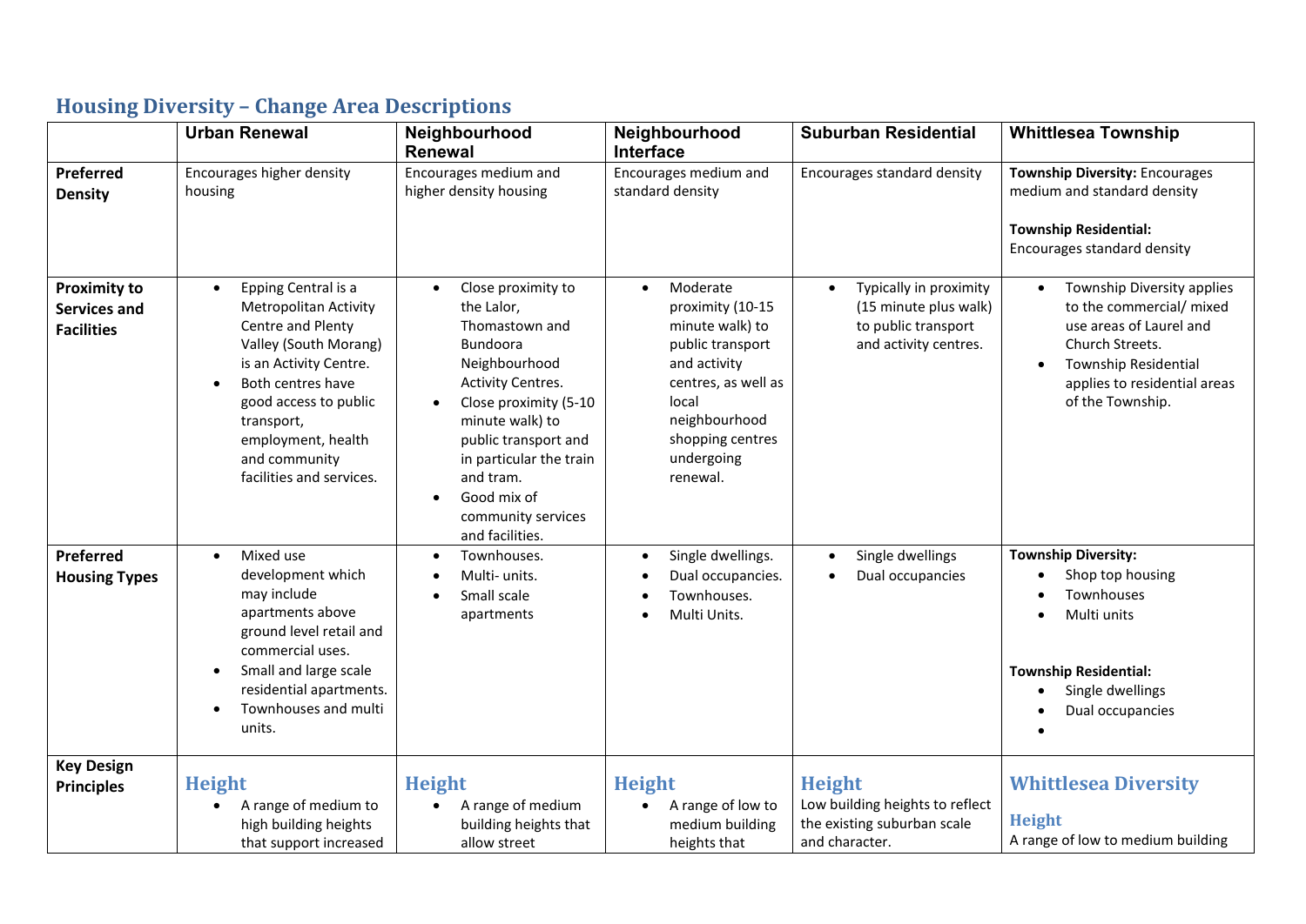## Housing Diversity – Change Area Descriptions

| | Urban Renewal | Neighbourhood Renewal | Neighbourhood Interface | Suburban Residential | Whittlesea Township |
|---|---|---|---|---|---|
| **Preferred Density** | Encourages higher density housing | Encourages medium and higher density housing | Encourages medium and standard density | Encourages standard density | **Township Diversity:** Encourages medium and standard density<br><br>**Township Residential:** Encourages standard density |
| **Proximity to Services and Facilities** | • Epping Central is a Metropolitan Activity Centre and Plenty Valley (South Morang) is an Activity Centre.<br>• Both centres have good access to public transport, employment, health and community facilities and services. | • Close proximity to the Lalor, Thomastown and Bundoora Neighbourhood Activity Centres.<br>• Close proximity (5-10 minute walk) to public transport and in particular the train and tram.<br>• Good mix of community services and facilities. | • Moderate proximity (10-15 minute walk) to public transport and activity centres, as well as local neighbourhood shopping centres undergoing renewal. | • Typically in proximity (15 minute plus walk) to public transport and activity centres. | • Township Diversity applies to the commercial/ mixed use areas of Laurel and Church Streets.<br>• Township Residential applies to residential areas of the Township. |
| **Preferred Housing Types** | • Mixed use development which may include apartments above ground level retail and commercial uses.<br>• Small and large scale residential apartments.<br>• Townhouses and multi units. | • Townhouses.<br>• Multi- units.<br>• Small scale apartments | • Single dwellings.<br>• Dual occupancies.<br>• Townhouses.<br>• Multi Units. | • Single dwellings<br>• Dual occupancies | **Township Diversity:**<br>• Shop top housing<br>• Townhouses<br>• Multi units<br><br>**Township Residential:**<br>• Single dwellings<br>• Dual occupancies<br>• |
| **Key Design Principles** | **Height**<br>• A range of medium to high building heights that support increased | **Height**<br>• A range of medium building heights that allow street | **Height**<br>• A range of low to medium building heights that | **Height**<br>Low building heights to reflect the existing suburban scale and character. | **Whittlesea Diversity**<br><br>**Height**<br>A range of low to medium building |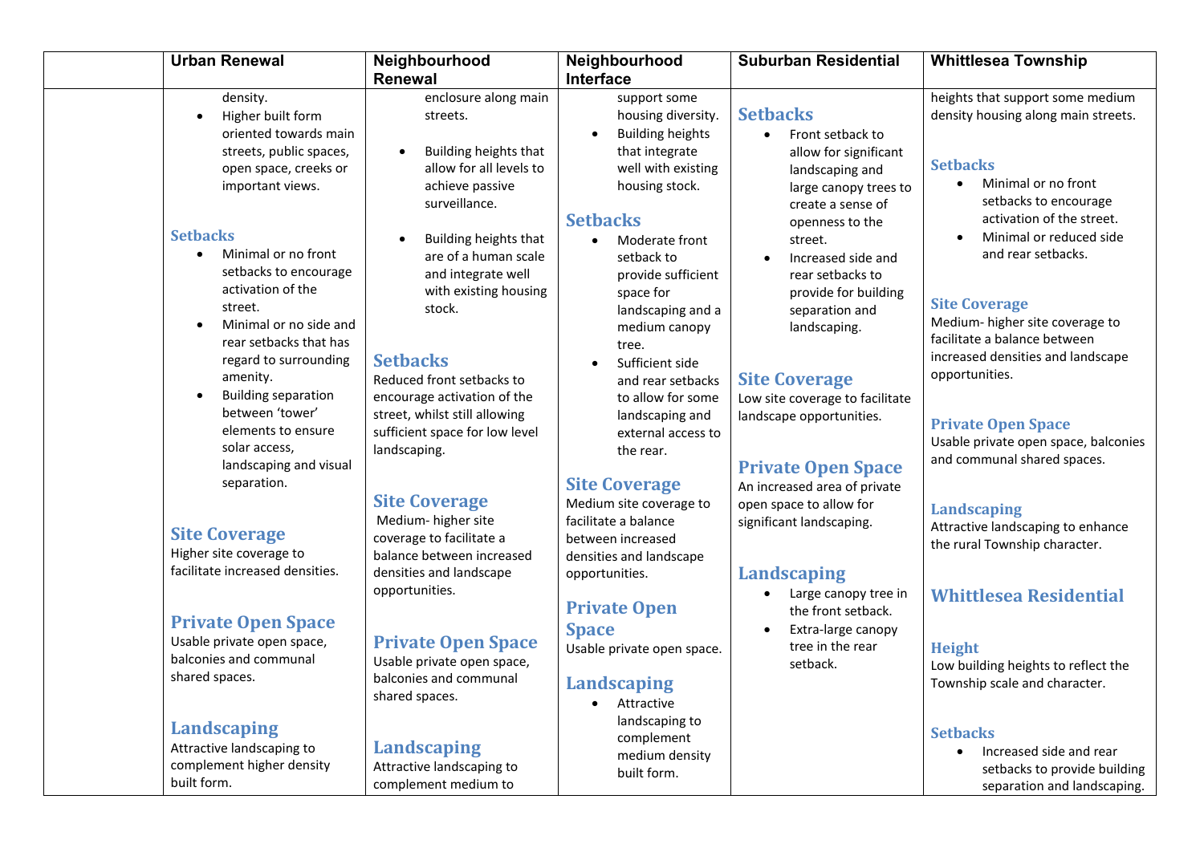| | Urban Renewal | Neighbourhood Renewal | Neighbourhood Interface | Suburban Residential | Whittlesea Township |
|---|---|---|---|---|---|
| | density.<br>• Higher built form oriented towards main streets, public spaces, open space, creeks or important views.<br><br>**Setbacks**<br>• Minimal or no front setbacks to encourage activation of the street.<br>• Minimal or no side and rear setbacks that has regard to surrounding amenity.<br>• Building separation between 'tower' elements to ensure solar access, landscaping and visual separation.<br><br>**Site Coverage**<br>Higher site coverage to facilitate increased densities.<br><br>**Private Open Space**<br>Usable private open space, balconies and communal shared spaces.<br><br>**Landscaping**<br>Attractive landscaping to complement higher density built form. | enclosure along main streets.<br>• Building heights that allow for all levels to achieve passive surveillance.<br>• Building heights that are of a human scale and integrate well with existing housing stock.<br><br>**Setbacks**<br>Reduced front setbacks to encourage activation of the street, whilst still allowing sufficient space for low level landscaping.<br><br>**Site Coverage**<br>Medium- higher site coverage to facilitate a balance between increased densities and landscape opportunities.<br><br>**Private Open Space**<br>Usable private open space, balconies and communal shared spaces.<br><br>**Landscaping**<br>Attractive landscaping to complement medium to | support some housing diversity.<br>• Building heights that integrate well with existing housing stock.<br><br>**Setbacks**<br>• Moderate front setback to provide sufficient space for landscaping and a medium canopy tree.<br>• Sufficient side and rear setbacks to allow for some landscaping and external access to the rear.<br><br>**Site Coverage**<br>Medium site coverage to facilitate a balance between increased densities and landscape opportunities.<br><br>**Private Open Space**<br>Usable private open space.<br><br>**Landscaping**<br>• Attractive landscaping to complement medium density built form. | **Setbacks**<br>• Front setback to allow for significant landscaping and large canopy trees to create a sense of openness to the street.<br>• Increased side and rear setbacks to provide for building separation and landscaping.<br><br>**Site Coverage**<br>Low site coverage to facilitate landscape opportunities.<br><br>**Private Open Space**<br>An increased area of private open space to allow for significant landscaping.<br><br>**Landscaping**<br>• Large canopy tree in the front setback.<br>• Extra-large canopy tree in the rear setback. | heights that support some medium density housing along main streets.<br><br>**Setbacks**<br>• Minimal or no front setbacks to encourage activation of the street.<br>• Minimal or reduced side and rear setbacks.<br><br>**Site Coverage**<br>Medium- higher site coverage to facilitate a balance between increased densities and landscape opportunities.<br><br>**Private Open Space**<br>Usable private open space, balconies and communal shared spaces.<br><br>**Landscaping**<br>Attractive landscaping to enhance the rural Township character.<br><br>**Whittlesea Residential**<br><br>**Height**<br>Low building heights to reflect the Township scale and character.<br><br>**Setbacks**<br>• Increased side and rear setbacks to provide building separation and landscaping. |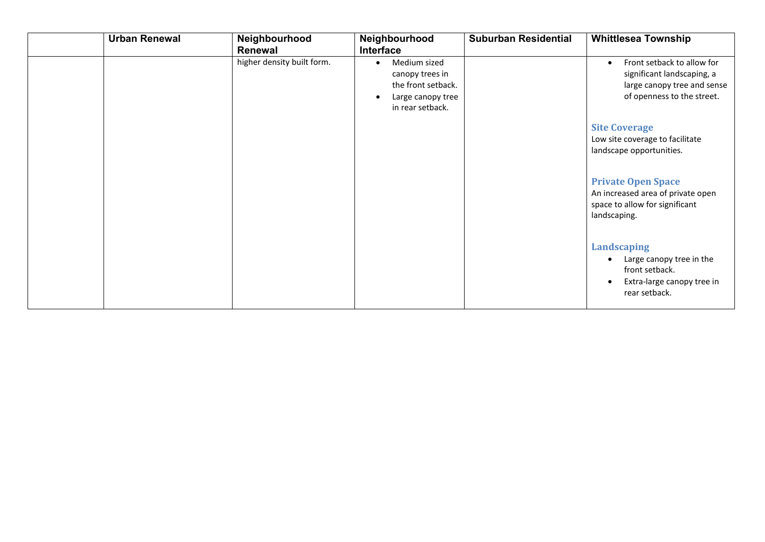| | Urban Renewal | Neighbourhood Renewal | Neighbourhood Interface | Suburban Residential | Whittlesea Township |
|---|---|---|---|---|---|
| | | higher density built form. | • Medium sized canopy trees in the front setback.<br>• Large canopy tree in rear setback. | | • Front setback to allow for significant landscaping, a large canopy tree and sense of openness to the street.<br><br>**Site Coverage**<br>Low site coverage to facilitate landscape opportunities.<br><br>**Private Open Space**<br>An increased area of private open space to allow for significant landscaping.<br><br>**Landscaping**<br>• Large canopy tree in the front setback.<br>• Extra-large canopy tree in rear setback. |